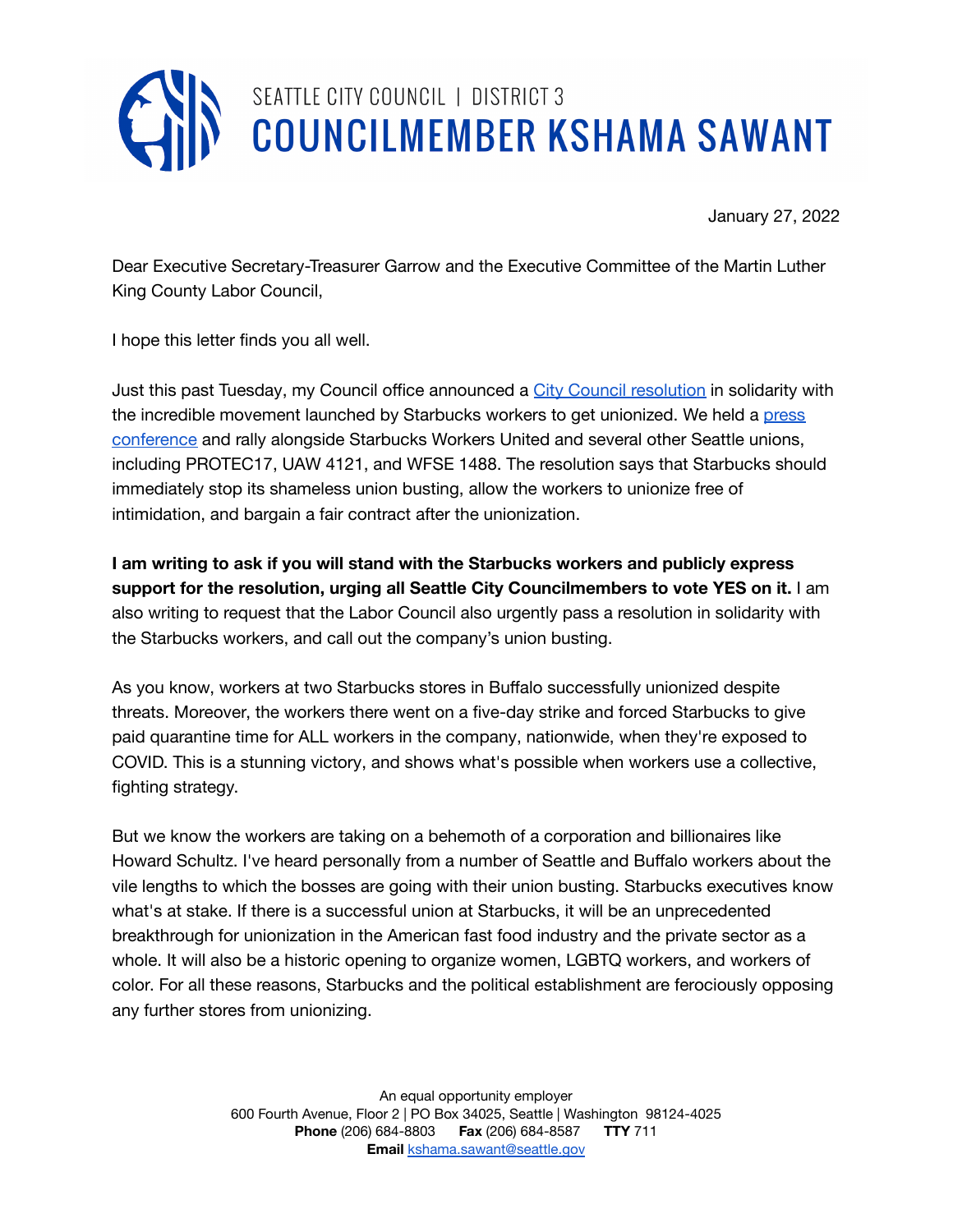SEATTLE CITY COUNCIL | DISTRICT 3

# COUNCILMEMBER KSHAMA SAWANT

January 27, 2022

Dear Executive Secretary-Treasurer Garrow and the Executive Committee of the Martin Luther King County Labor Council,

I hope this letter finds you all well.

Just this past Tuesday, my Council office announced a City Council resolution in solidarity with the incredible movement launched by Starbucks workers to get unionized. We held a press conference and rally alongside Starbucks Workers United and several other Seattle unions, including PROTEC17, UAW 4121, and WFSE 1488. The resolution says that Starbucks should immediately stop its shameless union busting, allow the workers to unionize free of intimidation, and bargain a fair contract after the unionization.

**I am writing to ask if you will stand with the Starbucks workers and publicly express support for the resolution, urging all Seattle City Councilmembers to vote YES on it.** I am also writing to request that the Labor Council also urgently pass a resolution in solidarity with the Starbucks workers, and call out the company's union busting.

As you know, workers at two Starbucks stores in Buffalo successfully unionized despite threats. Moreover, the workers there went on a five-day strike and forced Starbucks to give paid quarantine time for ALL workers in the company, nationwide, when they're exposed to COVID. This is a stunning victory, and shows what's possible when workers use a collective, fighting strategy.

But we know the workers are taking on a behemoth of a corporation and billionaires like Howard Schultz. I've heard personally from a number of Seattle and Buffalo workers about the vile lengths to which the bosses are going with their union busting. Starbucks executives know what's at stake. If there is a successful union at Starbucks, it will be an unprecedented breakthrough for unionization in the American fast food industry and the private sector as a whole. It will also be a historic opening to organize women, LGBTQ workers, and workers of color. For all these reasons, Starbucks and the political establishment are ferociously opposing any further stores from unionizing.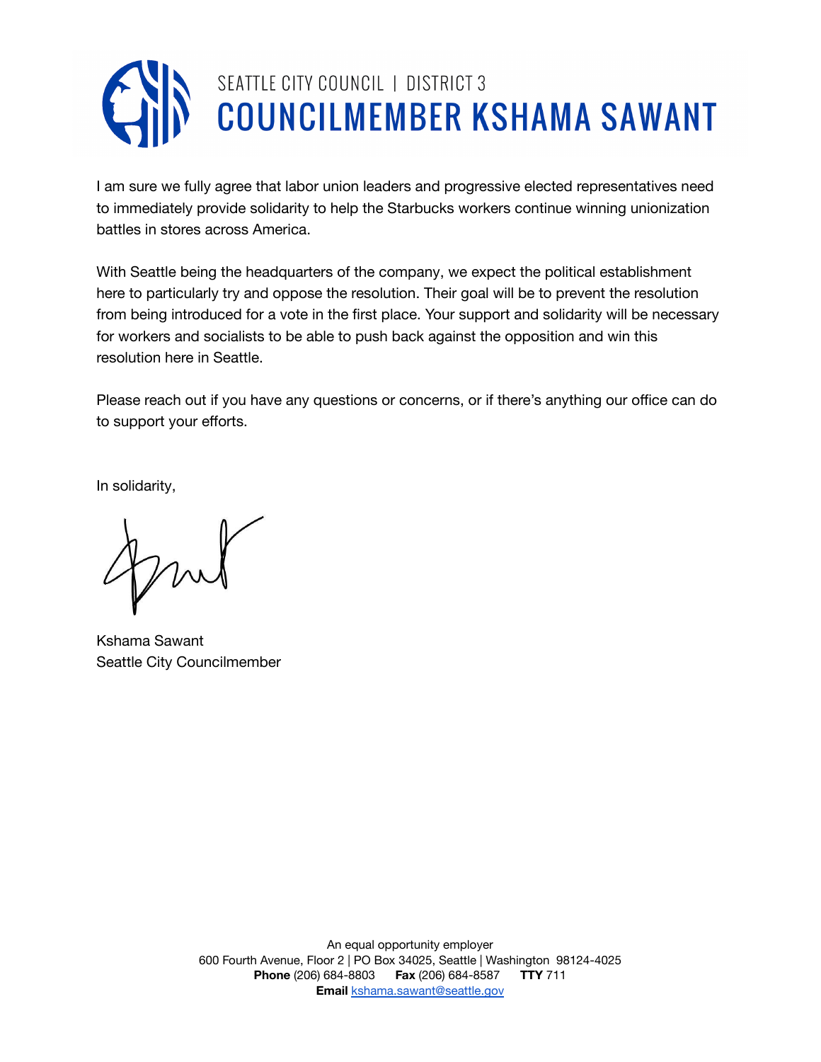SEATTLE CITY COUNCIL | DISTRICT 3

# COUNCILMEMBER KSHAMA SAWANT

I am sure we fully agree that labor union leaders and progressive elected representatives need to immediately provide solidarity to help the Starbucks workers continue winning unionization battles in stores across America.

With Seattle being the headquarters of the company, we expect the political establishment here to particularly try and oppose the resolution. Their goal will be to prevent the resolution from being introduced for a vote in the first place. Your support and solidarity will be necessary for workers and socialists to be able to push back against the opposition and win this resolution here in Seattle.

Please reach out if you have any questions or concerns, or if there's anything our office can do to support your efforts.

In solidarity,

Kshama Sawant
Seattle City Councilmember

An equal opportunity employer
600 Fourth Avenue, Floor 2 | PO Box 34025, Seattle | Washington 98124-4025
**Phone** (206) 684-8803 **Fax** (206) 684-8587 **TTY** 711
**Email** kshama.sawant@seattle.gov